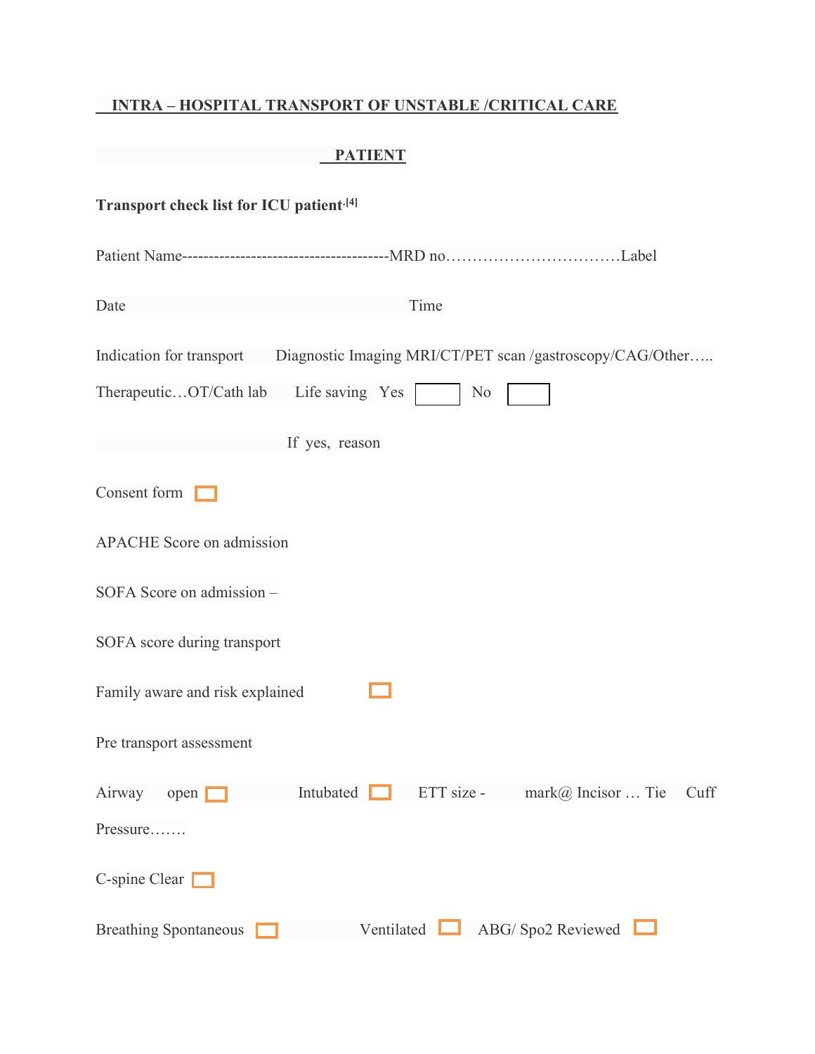**INTRA – HOSPITAL TRANSPORT OF UNSTABLE /CRITICAL CARE PATIENT**

**Transport check list for ICU patient.[4]**

Patient Name--------------------------------------MRD no……………………………Label

Date Time

Indication for transport Diagnostic Imaging MRI/CT/PET scan /gastroscopy/CAG/Other…..

Therapeutic…OT/Cath lab Life saving Yes ☐ No ☐

If yes, reason

Consent form ☐

APACHE Score on admission

SOFA Score on admission –

SOFA score during transport

Family aware and risk explained ☐

Pre transport assessment

Airway open ☐ Intubated ☐ ETT size - mark@ Incisor … Tie Cuff Pressure…….

C-spine Clear ☐

Breathing Spontaneous ☐ Ventilated ☐ ABG/ Spo2 Reviewed ☐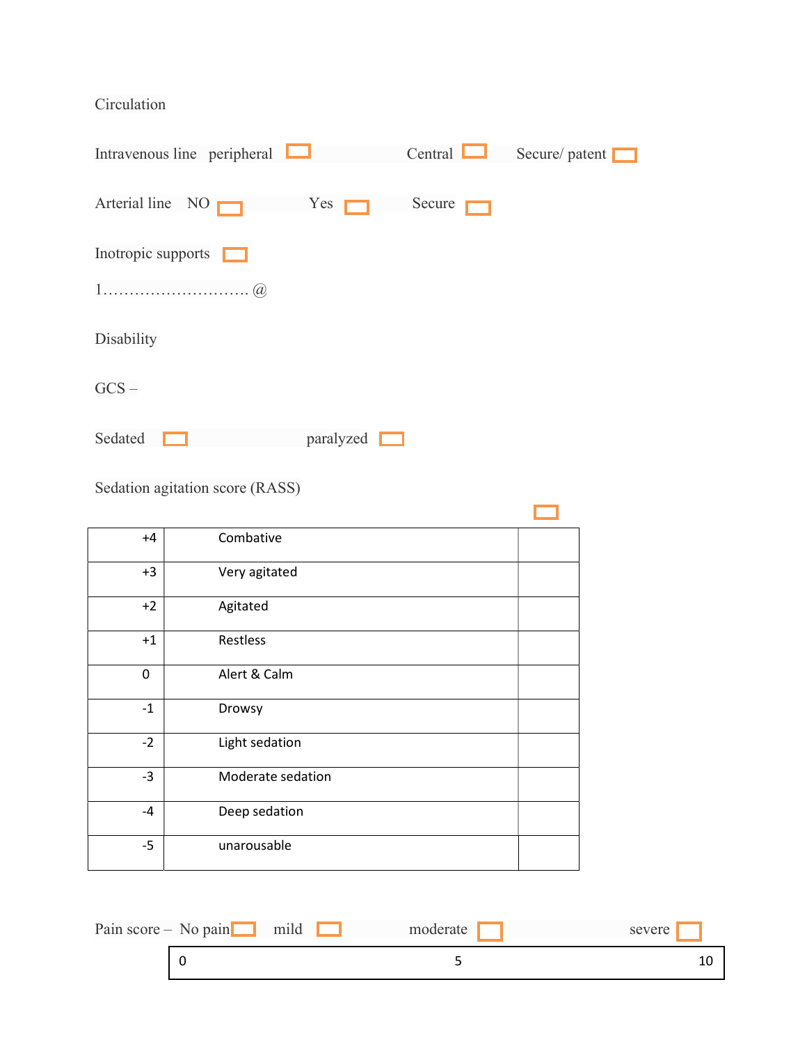Circulation

Intravenous line peripheral ☐ Central ☐ Secure/ patent ☐

Arterial line NO ☐ Yes ☐ Secure ☐

Inotropic supports ☐

1……………………… @

Disability

GCS –

Sedated ☐ paralyzed ☐

Sedation agitation score (RASS) ☐

| +4 | Combative | |
|---|---|---|
| +3 | Very agitated | |
| +2 | Agitated | |
| +1 | Restless | |
| 0 | Alert & Calm | |
| -1 | Drowsy | |
| -2 | Light sedation | |
| -3 | Moderate sedation | |
| -4 | Deep sedation | |
| -5 | unarousable | |

Pain score – No pain ☐ mild ☐ moderate ☐ severe ☐

| 0 | 5 | 10 |
|---|---|---|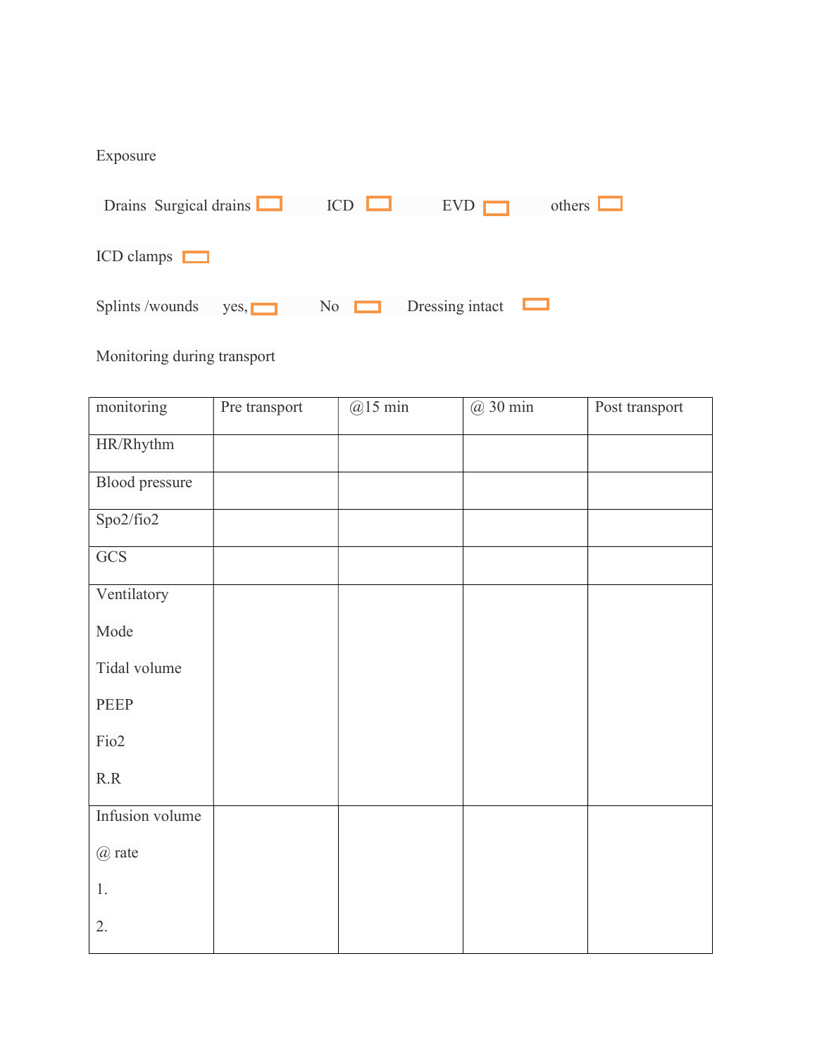Exposure

Drains Surgical drains ☐ ICD ☐ EVD ☐ others ☐

ICD clamps ☐

Splints /wounds yes, ☐ No ☐ Dressing intact ☐

Monitoring during transport

| monitoring | Pre transport | @15 min | @ 30 min | Post transport |
|---|---|---|---|---|
| HR/Rhythm | | | | |
| Blood pressure | | | | |
| Spo2/fio2 | | | | |
| GCS | | | | |
| Ventilatory<br>Mode<br>Tidal volume<br>PEEP<br>Fio2<br>R.R | | | | |
| Infusion volume<br>@ rate<br>1.<br>2. | | | | |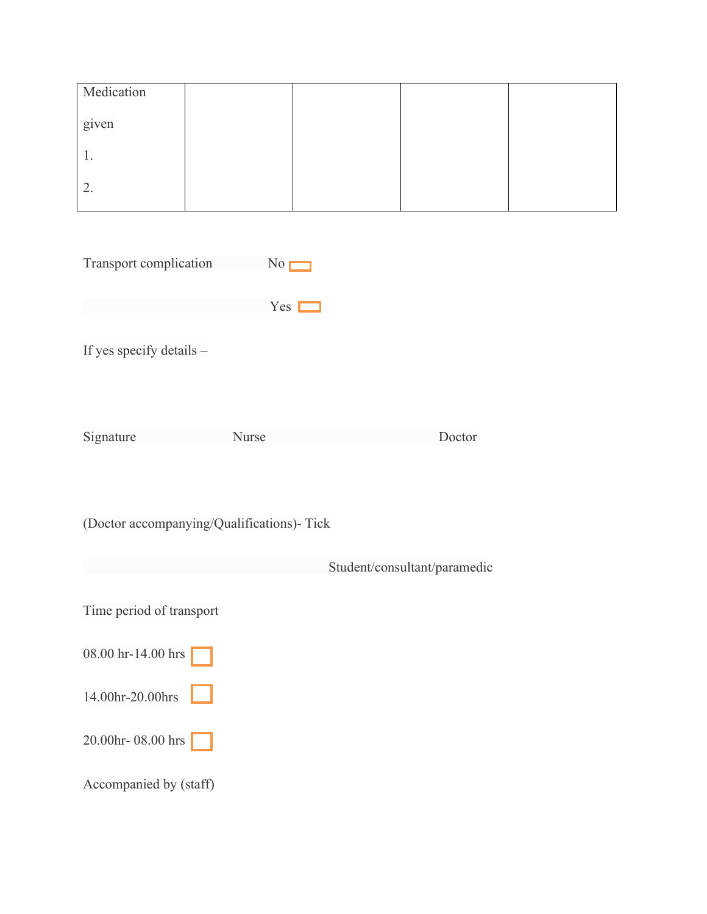| Medication given<br>1.<br>2. | | | | |
|---|---|---|---|---|

Transport complication No ☐

Yes ☐

If yes specify details –

Signature Nurse Doctor

(Doctor accompanying/Qualifications)- Tick

Student/consultant/paramedic

Time period of transport

08.00 hr-14.00 hrs ☐

14.00hr-20.00hrs ☐

20.00hr- 08.00 hrs ☐

Accompanied by (staff)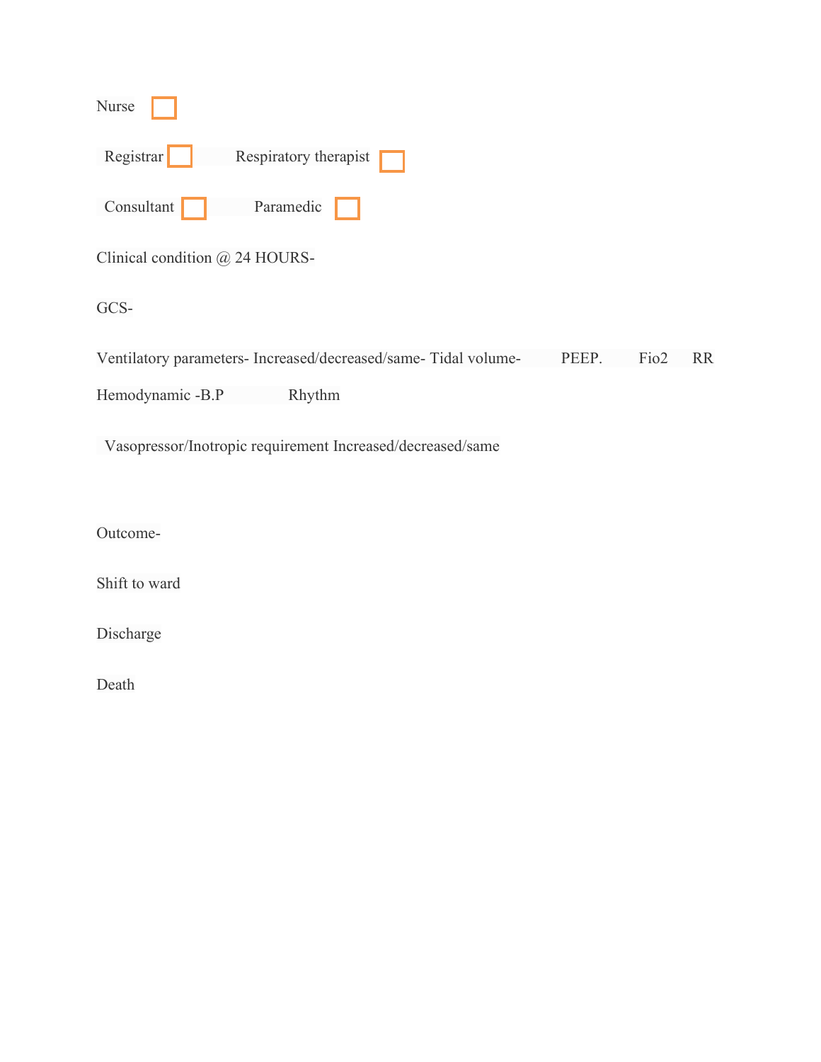Nurse ☐

Registrar ☐ Respiratory therapist ☐

Consultant ☐ Paramedic ☐

Clinical condition @ 24 HOURS-

GCS-

Ventilatory parameters- Increased/decreased/same- Tidal volume- PEEP. Fio2 RR

Hemodynamic -B.P Rhythm

Vasopressor/Inotropic requirement Increased/decreased/same

Outcome-

Shift to ward

Discharge

Death